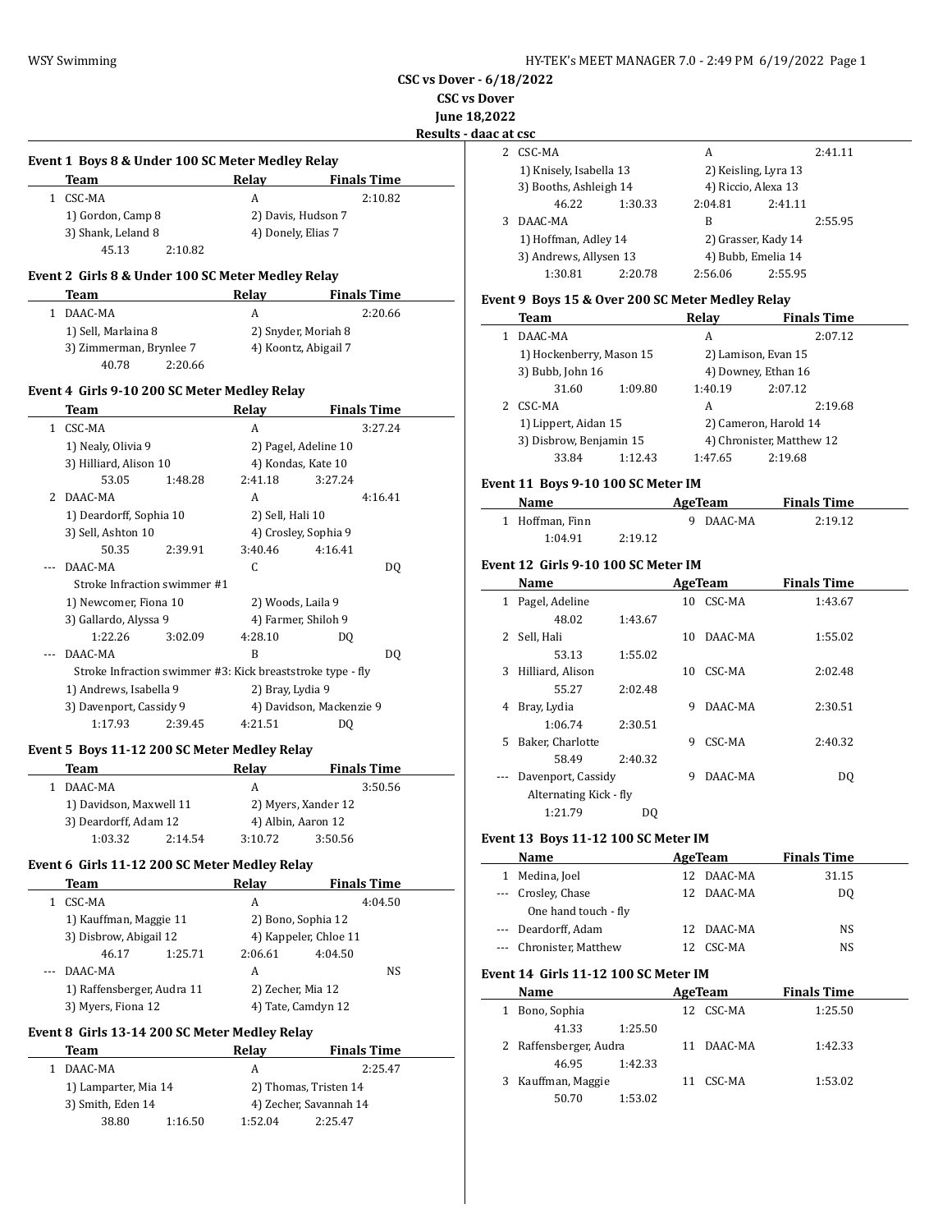**CSC vs Dover - 6/18/2022**
**CSC vs Dover**
**June 18,2022**
**Results - daac at csc**

### Event 1 Boys 8 & Under 100 SC Meter Medley Relay

| | Team | Relay | Finals Time |
|---|---|---|---|
| 1 | CSC-MA | A | 2:10.82 |

1) Gordon, Camp 8 — 2) Davis, Hudson 7 — 3) Shank, Leland 8 — 4) Donely, Elias 7
45.13 2:10.82

### Event 2 Girls 8 & Under 100 SC Meter Medley Relay

| | Team | Relay | Finals Time |
|---|---|---|---|
| 1 | DAAC-MA | A | 2:20.66 |

1) Sell, Marlaina 8 — 2) Snyder, Moriah 8 — 3) Zimmerman, Brynlee 7 — 4) Koontz, Abigail 7
40.78 2:20.66

### Event 4 Girls 9-10 200 SC Meter Medley Relay

| | Team | Relay | Finals Time |
|---|---|---|---|
| 1 | CSC-MA | A | 3:27.24 |
| 2 | DAAC-MA | A | 4:16.41 |
| --- | DAAC-MA | C | DQ |
| --- | DAAC-MA | B | DQ |

1. CSC-MA A: 1) Nealy, Olivia 9 — 2) Pagel, Adeline 10 — 3) Hilliard, Alison 10 — 4) Kondas, Kate 10
53.05 1:48.28 2:41.18 3:27.24

2. DAAC-MA A: 1) Deardorff, Sophia 10 — 2) Sell, Hali 10 — 3) Sell, Ashton 10 — 4) Crosley, Sophia 9
50.35 2:39.91 3:40.46 4:16.41

--- DAAC-MA C: Stroke Infraction swimmer #1
1) Newcomer, Fiona 10 — 2) Woods, Laila 9 — 3) Gallardo, Alyssa 9 — 4) Farmer, Shiloh 9
1:22.26 3:02.09 4:28.10 DQ

--- DAAC-MA B: Stroke Infraction swimmer #3: Kick breaststroke type - fly
1) Andrews, Isabella 9 — 2) Bray, Lydia 9 — 3) Davenport, Cassidy 9 — 4) Davidson, Mackenzie 9
1:17.93 2:39.45 4:21.51 DQ

### Event 5 Boys 11-12 200 SC Meter Medley Relay

| | Team | Relay | Finals Time |
|---|---|---|---|
| 1 | DAAC-MA | A | 3:50.56 |

1) Davidson, Maxwell 11 — 2) Myers, Xander 12 — 3) Deardorff, Adam 12 — 4) Albin, Aaron 12
1:03.32 2:14.54 3:10.72 3:50.56

### Event 6 Girls 11-12 200 SC Meter Medley Relay

| | Team | Relay | Finals Time |
|---|---|---|---|
| 1 | CSC-MA | A | 4:04.50 |
| --- | DAAC-MA | A | NS |

1. CSC-MA A: 1) Kauffman, Maggie 11 — 2) Bono, Sophia 12 — 3) Disbrow, Abigail 12 — 4) Kappeler, Chloe 11
46.17 1:25.71 2:06.61 4:04.50

--- DAAC-MA A: 1) Raffensberger, Audra 11 — 2) Zecher, Mia 12 — 3) Myers, Fiona 12 — 4) Tate, Camdyn 12

### Event 8 Girls 13-14 200 SC Meter Medley Relay

| | Team | Relay | Finals Time |
|---|---|---|---|
| 1 | DAAC-MA | A | 2:25.47 |
| 2 | CSC-MA | A | 2:41.11 |
| 3 | DAAC-MA | B | 2:55.95 |

1. DAAC-MA A: 1) Lamparter, Mia 14 — 2) Thomas, Tristen 14 — 3) Smith, Eden 14 — 4) Zecher, Savannah 14
38.80 1:16.50 1:52.04 2:25.47

2. CSC-MA A: 1) Knisely, Isabella 13 — 2) Keisling, Lyra 13 — 3) Booths, Ashleigh 14 — 4) Riccio, Alexa 13
46.22 1:30.33 2:04.81 2:41.11

3. DAAC-MA B: 1) Hoffman, Adley 14 — 2) Grasser, Kady 14 — 3) Andrews, Allysen 13 — 4) Bubb, Emelia 14
1:30.81 2:20.78 2:56.06 2:55.95

### Event 9 Boys 15 & Over 200 SC Meter Medley Relay

| | Team | Relay | Finals Time |
|---|---|---|---|
| 1 | DAAC-MA | A | 2:07.12 |
| 2 | CSC-MA | A | 2:19.68 |

1. DAAC-MA A: 1) Hockenberry, Mason 15 — 2) Lamison, Evan 15 — 3) Bubb, John 16 — 4) Downey, Ethan 16
31.60 1:09.80 1:40.19 2:07.12

2. CSC-MA A: 1) Lippert, Aidan 15 — 2) Cameron, Harold 14 — 3) Disbrow, Benjamin 15 — 4) Chronister, Matthew 12
33.84 1:12.43 1:47.65 2:19.68

### Event 11 Boys 9-10 100 SC Meter IM

| | Name | Age | Team | Finals Time | Splits |
|---|---|---|---|---|---|
| 1 | Hoffman, Finn | 9 | DAAC-MA | 2:19.12 | 1:04.91 2:19.12 |

### Event 12 Girls 9-10 100 SC Meter IM

| | Name | Age | Team | Finals Time | Splits |
|---|---|---|---|---|---|
| 1 | Pagel, Adeline | 10 | CSC-MA | 1:43.67 | 48.02 1:43.67 |
| 2 | Sell, Hali | 10 | DAAC-MA | 1:55.02 | 53.13 1:55.02 |
| 3 | Hilliard, Alison | 10 | CSC-MA | 2:02.48 | 55.27 2:02.48 |
| 4 | Bray, Lydia | 9 | DAAC-MA | 2:30.51 | 1:06.74 2:30.51 |
| 5 | Baker, Charlotte | 9 | CSC-MA | 2:40.32 | 58.49 2:40.32 |
| --- | Davenport, Cassidy | 9 | DAAC-MA | DQ | Alternating Kick - fly; 1:21.79 DQ |

### Event 13 Boys 11-12 100 SC Meter IM

| | Name | Age | Team | Finals Time |
|---|---|---|---|---|
| 1 | Medina, Joel | 12 | DAAC-MA | 31.15 |
| --- | Crosley, Chase | 12 | DAAC-MA | DQ |
| --- | Deardorff, Adam | 12 | DAAC-MA | NS |
| --- | Chronister, Matthew | 12 | CSC-MA | NS |

Crosley, Chase: One hand touch - fly

### Event 14 Girls 11-12 100 SC Meter IM

| | Name | Age | Team | Finals Time | Splits |
|---|---|---|---|---|---|
| 1 | Bono, Sophia | 12 | CSC-MA | 1:25.50 | 41.33 1:25.50 |
| 2 | Raffensberger, Audra | 11 | DAAC-MA | 1:42.33 | 46.95 1:42.33 |
| 3 | Kauffman, Maggie | 11 | CSC-MA | 1:53.02 | 50.70 1:53.02 |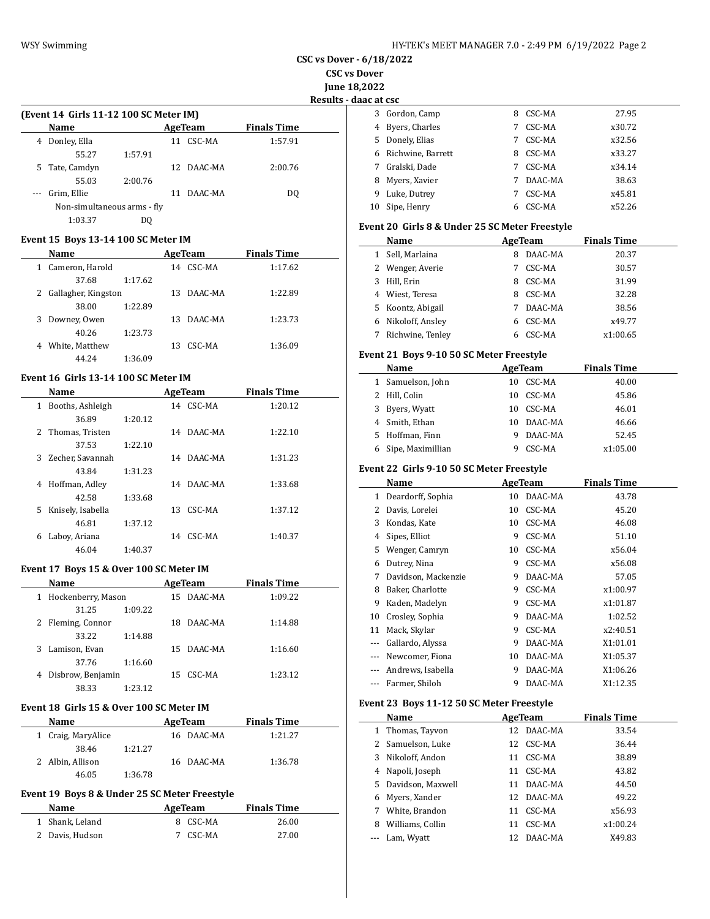**CSC vs Dover - 6/18/2022**
**CSC vs Dover**
**June 18,2022**
**Results - daac at csc**

### (Event 14 Girls 11-12 100 SC Meter IM)

| | Name | | Age | Team | Finals Time |
|---|---|---|---|---|---|
| 4 | Donley, Ella | | 11 | CSC-MA | 1:57.91 |
| | 55.27 | 1:57.91 | | | |
| 5 | Tate, Camdyn | | 12 | DAAC-MA | 2:00.76 |
| | 55.03 | 2:00.76 | | | |
| --- | Grim, Ellie | | 11 | DAAC-MA | DQ |
| | Non-simultaneous arms - fly | | | | |
| | 1:03.37 | DQ | | | |

### Event 15 Boys 13-14 100 SC Meter IM

| | Name | | Age | Team | Finals Time |
|---|---|---|---|---|---|
| 1 | Cameron, Harold | | 14 | CSC-MA | 1:17.62 |
| | 37.68 | 1:17.62 | | | |
| 2 | Gallagher, Kingston | | 13 | DAAC-MA | 1:22.89 |
| | 38.00 | 1:22.89 | | | |
| 3 | Downey, Owen | | 13 | DAAC-MA | 1:23.73 |
| | 40.26 | 1:23.73 | | | |
| 4 | White, Matthew | | 13 | CSC-MA | 1:36.09 |
| | 44.24 | 1:36.09 | | | |

### Event 16 Girls 13-14 100 SC Meter IM

| | Name | | Age | Team | Finals Time |
|---|---|---|---|---|---|
| 1 | Booths, Ashleigh | | 14 | CSC-MA | 1:20.12 |
| | 36.89 | 1:20.12 | | | |
| 2 | Thomas, Tristen | | 14 | DAAC-MA | 1:22.10 |
| | 37.53 | 1:22.10 | | | |
| 3 | Zecher, Savannah | | 14 | DAAC-MA | 1:31.23 |
| | 43.84 | 1:31.23 | | | |
| 4 | Hoffman, Adley | | 14 | DAAC-MA | 1:33.68 |
| | 42.58 | 1:33.68 | | | |
| 5 | Knisely, Isabella | | 13 | CSC-MA | 1:37.12 |
| | 46.81 | 1:37.12 | | | |
| 6 | Laboy, Ariana | | 14 | CSC-MA | 1:40.37 |
| | 46.04 | 1:40.37 | | | |

### Event 17 Boys 15 & Over 100 SC Meter IM

| | Name | | Age | Team | Finals Time |
|---|---|---|---|---|---|
| 1 | Hockenberry, Mason | | 15 | DAAC-MA | 1:09.22 |
| | 31.25 | 1:09.22 | | | |
| 2 | Fleming, Connor | | 18 | DAAC-MA | 1:14.88 |
| | 33.22 | 1:14.88 | | | |
| 3 | Lamison, Evan | | 15 | DAAC-MA | 1:16.60 |
| | 37.76 | 1:16.60 | | | |
| 4 | Disbrow, Benjamin | | 15 | CSC-MA | 1:23.12 |
| | 38.33 | 1:23.12 | | | |

### Event 18 Girls 15 & Over 100 SC Meter IM

| | Name | | Age | Team | Finals Time |
|---|---|---|---|---|---|
| 1 | Craig, MaryAlice | | 16 | DAAC-MA | 1:21.27 |
| | 38.46 | 1:21.27 | | | |
| 2 | Albin, Allison | | 16 | DAAC-MA | 1:36.78 |
| | 46.05 | 1:36.78 | | | |

### Event 19 Boys 8 & Under 25 SC Meter Freestyle

| | Name | Age | Team | Finals Time |
|---|---|---|---|---|
| 1 | Shank, Leland | 8 | CSC-MA | 26.00 |
| 2 | Davis, Hudson | 7 | CSC-MA | 27.00 |
| 3 | Gordon, Camp | 8 | CSC-MA | 27.95 |
| 4 | Byers, Charles | 7 | CSC-MA | x30.72 |
| 5 | Donely, Elias | 7 | CSC-MA | x32.56 |
| 6 | Richwine, Barrett | 8 | CSC-MA | x33.27 |
| 7 | Gralski, Dade | 7 | CSC-MA | x34.14 |
| 8 | Myers, Xavier | 7 | DAAC-MA | 38.63 |
| 9 | Luke, Dutrey | 7 | CSC-MA | x45.81 |
| 10 | Sipe, Henry | 6 | CSC-MA | x52.26 |

### Event 20 Girls 8 & Under 25 SC Meter Freestyle

| | Name | Age | Team | Finals Time |
|---|---|---|---|---|
| 1 | Sell, Marlaina | 8 | DAAC-MA | 20.37 |
| 2 | Wenger, Averie | 7 | CSC-MA | 30.57 |
| 3 | Hill, Erin | 8 | CSC-MA | 31.99 |
| 4 | Wiest, Teresa | 8 | CSC-MA | 32.28 |
| 5 | Koontz, Abigail | 7 | DAAC-MA | 38.56 |
| 6 | Nikoloff, Ansley | 6 | CSC-MA | x49.77 |
| 7 | Richwine, Tenley | 6 | CSC-MA | x1:00.65 |

### Event 21 Boys 9-10 50 SC Meter Freestyle

| | Name | Age | Team | Finals Time |
|---|---|---|---|---|
| 1 | Samuelson, John | 10 | CSC-MA | 40.00 |
| 2 | Hill, Colin | 10 | CSC-MA | 45.86 |
| 3 | Byers, Wyatt | 10 | CSC-MA | 46.01 |
| 4 | Smith, Ethan | 10 | DAAC-MA | 46.66 |
| 5 | Hoffman, Finn | 9 | DAAC-MA | 52.45 |
| 6 | Sipe, Maximillian | 9 | CSC-MA | x1:05.00 |

### Event 22 Girls 9-10 50 SC Meter Freestyle

| | Name | Age | Team | Finals Time |
|---|---|---|---|---|
| 1 | Deardorff, Sophia | 10 | DAAC-MA | 43.78 |
| 2 | Davis, Lorelei | 10 | CSC-MA | 45.20 |
| 3 | Kondas, Kate | 10 | CSC-MA | 46.08 |
| 4 | Sipes, Elliot | 9 | CSC-MA | 51.10 |
| 5 | Wenger, Camryn | 10 | CSC-MA | x56.04 |
| 6 | Dutrey, Nina | 9 | CSC-MA | x56.08 |
| 7 | Davidson, Mackenzie | 9 | DAAC-MA | 57.05 |
| 8 | Baker, Charlotte | 9 | CSC-MA | x1:00.97 |
| 9 | Kaden, Madelyn | 9 | CSC-MA | x1:01.87 |
| 10 | Crosley, Sophia | 9 | DAAC-MA | 1:02.52 |
| 11 | Mack, Skylar | 9 | CSC-MA | x2:40.51 |
| --- | Gallardo, Alyssa | 9 | DAAC-MA | X1:01.01 |
| --- | Newcomer, Fiona | 10 | DAAC-MA | X1:05.37 |
| --- | Andrews, Isabella | 9 | DAAC-MA | X1:06.26 |
| --- | Farmer, Shiloh | 9 | DAAC-MA | X1:12.35 |

### Event 23 Boys 11-12 50 SC Meter Freestyle

| | Name | Age | Team | Finals Time |
|---|---|---|---|---|
| 1 | Thomas, Tayvon | 12 | DAAC-MA | 33.54 |
| 2 | Samuelson, Luke | 12 | CSC-MA | 36.44 |
| 3 | Nikoloff, Andon | 11 | CSC-MA | 38.89 |
| 4 | Napoli, Joseph | 11 | CSC-MA | 43.82 |
| 5 | Davidson, Maxwell | 11 | DAAC-MA | 44.50 |
| 6 | Myers, Xander | 12 | DAAC-MA | 49.22 |
| 7 | White, Brandon | 11 | CSC-MA | x56.93 |
| 8 | Williams, Collin | 11 | CSC-MA | x1:00.24 |
| --- | Lam, Wyatt | 12 | DAAC-MA | X49.83 |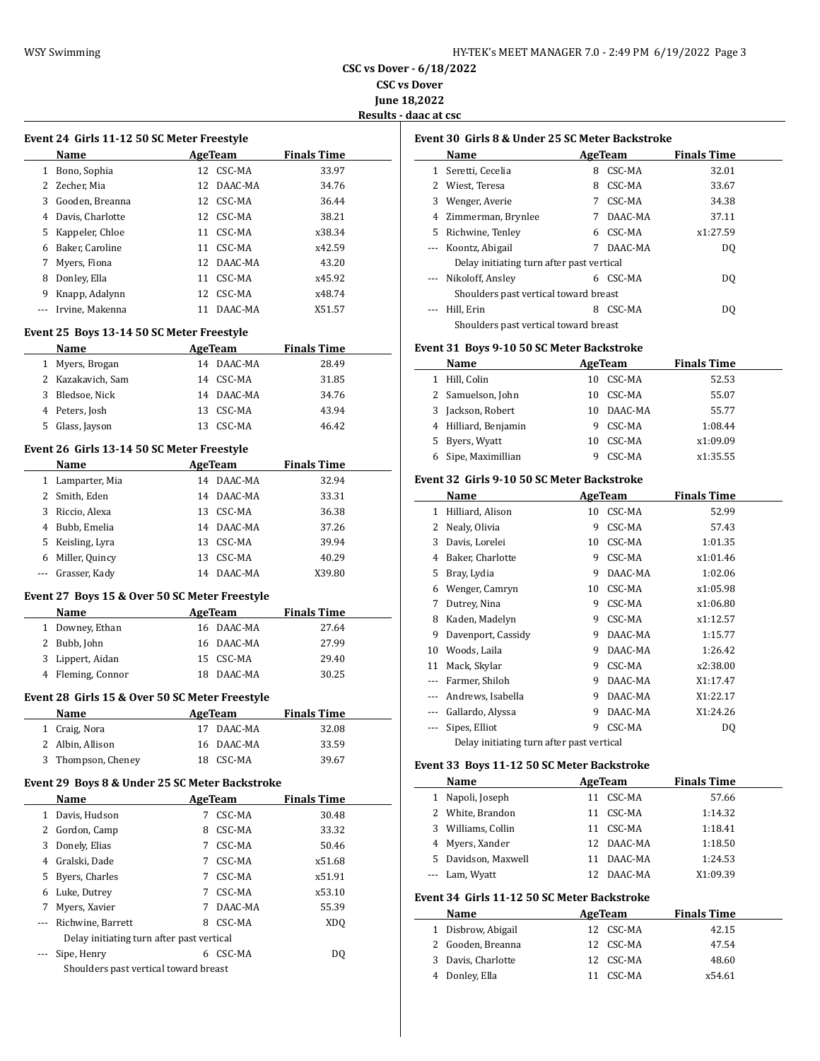# CSC vs Dover - 6/18/2022

**CSC vs Dover**

**June 18,2022**

**Results - daac at csc**

### Event 24 Girls 11-12 50 SC Meter Freestyle

| | Name | Age | Team | Finals Time |
|---|---|---|---|---|
| 1 | Bono, Sophia | 12 | CSC-MA | 33.97 |
| 2 | Zecher, Mia | 12 | DAAC-MA | 34.76 |
| 3 | Gooden, Breanna | 12 | CSC-MA | 36.44 |
| 4 | Davis, Charlotte | 12 | CSC-MA | 38.21 |
| 5 | Kappeler, Chloe | 11 | CSC-MA | x38.34 |
| 6 | Baker, Caroline | 11 | CSC-MA | x42.59 |
| 7 | Myers, Fiona | 12 | DAAC-MA | 43.20 |
| 8 | Donley, Ella | 11 | CSC-MA | x45.92 |
| 9 | Knapp, Adalynn | 12 | CSC-MA | x48.74 |
| --- | Irvine, Makenna | 11 | DAAC-MA | X51.57 |

### Event 25 Boys 13-14 50 SC Meter Freestyle

| | Name | Age | Team | Finals Time |
|---|---|---|---|---|
| 1 | Myers, Brogan | 14 | DAAC-MA | 28.49 |
| 2 | Kazakavich, Sam | 14 | CSC-MA | 31.85 |
| 3 | Bledsoe, Nick | 14 | DAAC-MA | 34.76 |
| 4 | Peters, Josh | 13 | CSC-MA | 43.94 |
| 5 | Glass, Jayson | 13 | CSC-MA | 46.42 |

### Event 26 Girls 13-14 50 SC Meter Freestyle

| | Name | Age | Team | Finals Time |
|---|---|---|---|---|
| 1 | Lamparter, Mia | 14 | DAAC-MA | 32.94 |
| 2 | Smith, Eden | 14 | DAAC-MA | 33.31 |
| 3 | Riccio, Alexa | 13 | CSC-MA | 36.38 |
| 4 | Bubb, Emelia | 14 | DAAC-MA | 37.26 |
| 5 | Keisling, Lyra | 13 | CSC-MA | 39.94 |
| 6 | Miller, Quincy | 13 | CSC-MA | 40.29 |
| --- | Grasser, Kady | 14 | DAAC-MA | X39.80 |

### Event 27 Boys 15 & Over 50 SC Meter Freestyle

| | Name | Age | Team | Finals Time |
|---|---|---|---|---|
| 1 | Downey, Ethan | 16 | DAAC-MA | 27.64 |
| 2 | Bubb, John | 16 | DAAC-MA | 27.99 |
| 3 | Lippert, Aidan | 15 | CSC-MA | 29.40 |
| 4 | Fleming, Connor | 18 | DAAC-MA | 30.25 |

### Event 28 Girls 15 & Over 50 SC Meter Freestyle

| | Name | Age | Team | Finals Time |
|---|---|---|---|---|
| 1 | Craig, Nora | 17 | DAAC-MA | 32.08 |
| 2 | Albin, Allison | 16 | DAAC-MA | 33.59 |
| 3 | Thompson, Cheney | 18 | CSC-MA | 39.67 |

### Event 29 Boys 8 & Under 25 SC Meter Backstroke

| | Name | Age | Team | Finals Time |
|---|---|---|---|---|
| 1 | Davis, Hudson | 7 | CSC-MA | 30.48 |
| 2 | Gordon, Camp | 8 | CSC-MA | 33.32 |
| 3 | Donely, Elias | 7 | CSC-MA | 50.46 |
| 4 | Gralski, Dade | 7 | CSC-MA | x51.68 |
| 5 | Byers, Charles | 7 | CSC-MA | x51.91 |
| 6 | Luke, Dutrey | 7 | CSC-MA | x53.10 |
| 7 | Myers, Xavier | 7 | DAAC-MA | 55.39 |
| --- | Richwine, Barrett | 8 | CSC-MA | XDQ |
| | Delay initiating turn after past vertical | | | |
| --- | Sipe, Henry | 6 | CSC-MA | DQ |
| | Shoulders past vertical toward breast | | | |

### Event 30 Girls 8 & Under 25 SC Meter Backstroke

| | Name | Age | Team | Finals Time |
|---|---|---|---|---|
| 1 | Seretti, Cecelia | 8 | CSC-MA | 32.01 |
| 2 | Wiest, Teresa | 8 | CSC-MA | 33.67 |
| 3 | Wenger, Averie | 7 | CSC-MA | 34.38 |
| 4 | Zimmerman, Brynlee | 7 | DAAC-MA | 37.11 |
| 5 | Richwine, Tenley | 6 | CSC-MA | x1:27.59 |
| --- | Koontz, Abigail | 7 | DAAC-MA | DQ |
| | Delay initiating turn after past vertical | | | |
| --- | Nikoloff, Ansley | 6 | CSC-MA | DQ |
| | Shoulders past vertical toward breast | | | |
| --- | Hill, Erin | 8 | CSC-MA | DQ |
| | Shoulders past vertical toward breast | | | |

### Event 31 Boys 9-10 50 SC Meter Backstroke

| | Name | Age | Team | Finals Time |
|---|---|---|---|---|
| 1 | Hill, Colin | 10 | CSC-MA | 52.53 |
| 2 | Samuelson, John | 10 | CSC-MA | 55.07 |
| 3 | Jackson, Robert | 10 | DAAC-MA | 55.77 |
| 4 | Hilliard, Benjamin | 9 | CSC-MA | 1:08.44 |
| 5 | Byers, Wyatt | 10 | CSC-MA | x1:09.09 |
| 6 | Sipe, Maximillian | 9 | CSC-MA | x1:35.55 |

### Event 32 Girls 9-10 50 SC Meter Backstroke

| | Name | Age | Team | Finals Time |
|---|---|---|---|---|
| 1 | Hilliard, Alison | 10 | CSC-MA | 52.99 |
| 2 | Nealy, Olivia | 9 | CSC-MA | 57.43 |
| 3 | Davis, Lorelei | 10 | CSC-MA | 1:01.35 |
| 4 | Baker, Charlotte | 9 | CSC-MA | x1:01.46 |
| 5 | Bray, Lydia | 9 | DAAC-MA | 1:02.06 |
| 6 | Wenger, Camryn | 10 | CSC-MA | x1:05.98 |
| 7 | Dutrey, Nina | 9 | CSC-MA | x1:06.80 |
| 8 | Kaden, Madelyn | 9 | CSC-MA | x1:12.57 |
| 9 | Davenport, Cassidy | 9 | DAAC-MA | 1:15.77 |
| 10 | Woods, Laila | 9 | DAAC-MA | 1:26.42 |
| 11 | Mack, Skylar | 9 | CSC-MA | x2:38.00 |
| --- | Farmer, Shiloh | 9 | DAAC-MA | X1:17.47 |
| --- | Andrews, Isabella | 9 | DAAC-MA | X1:22.17 |
| --- | Gallardo, Alyssa | 9 | DAAC-MA | X1:24.26 |
| --- | Sipes, Elliot | 9 | CSC-MA | DQ |
| | Delay initiating turn after past vertical | | | |

### Event 33 Boys 11-12 50 SC Meter Backstroke

| | Name | Age | Team | Finals Time |
|---|---|---|---|---|
| 1 | Napoli, Joseph | 11 | CSC-MA | 57.66 |
| 2 | White, Brandon | 11 | CSC-MA | 1:14.32 |
| 3 | Williams, Collin | 11 | CSC-MA | 1:18.41 |
| 4 | Myers, Xander | 12 | DAAC-MA | 1:18.50 |
| 5 | Davidson, Maxwell | 11 | DAAC-MA | 1:24.53 |
| --- | Lam, Wyatt | 12 | DAAC-MA | X1:09.39 |

### Event 34 Girls 11-12 50 SC Meter Backstroke

| | Name | Age | Team | Finals Time |
|---|---|---|---|---|
| 1 | Disbrow, Abigail | 12 | CSC-MA | 42.15 |
| 2 | Gooden, Breanna | 12 | CSC-MA | 47.54 |
| 3 | Davis, Charlotte | 12 | CSC-MA | 48.60 |
| 4 | Donley, Ella | 11 | CSC-MA | x54.61 |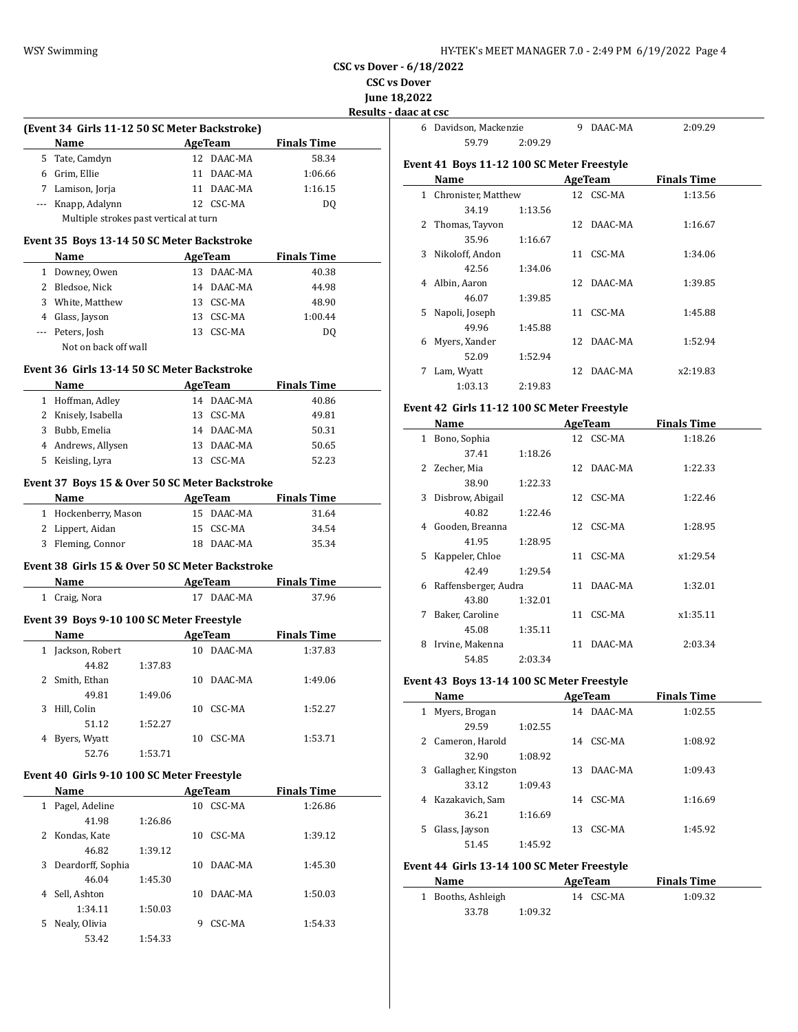CSC vs Dover - 6/18/2022

CSC vs Dover

June 18,2022

Results - daac at csc

### (Event 34 Girls 11-12 50 SC Meter Backstroke)

| | Name | Age | Team | Finals Time |
|---|---|---|---|---|
| 5 | Tate, Camdyn | 12 | DAAC-MA | 58.34 |
| 6 | Grim, Ellie | 11 | DAAC-MA | 1:06.66 |
| 7 | Lamison, Jorja | 11 | DAAC-MA | 1:16.15 |
| --- | Knapp, Adalynn | 12 | CSC-MA | DQ |
| | Multiple strokes past vertical at turn | | | |

### Event 35 Boys 13-14 50 SC Meter Backstroke

| | Name | Age | Team | Finals Time |
|---|---|---|---|---|
| 1 | Downey, Owen | 13 | DAAC-MA | 40.38 |
| 2 | Bledsoe, Nick | 14 | DAAC-MA | 44.98 |
| 3 | White, Matthew | 13 | CSC-MA | 48.90 |
| 4 | Glass, Jayson | 13 | CSC-MA | 1:00.44 |
| --- | Peters, Josh | 13 | CSC-MA | DQ |
| | Not on back off wall | | | |

### Event 36 Girls 13-14 50 SC Meter Backstroke

| | Name | Age | Team | Finals Time |
|---|---|---|---|---|
| 1 | Hoffman, Adley | 14 | DAAC-MA | 40.86 |
| 2 | Knisely, Isabella | 13 | CSC-MA | 49.81 |
| 3 | Bubb, Emelia | 14 | DAAC-MA | 50.31 |
| 4 | Andrews, Allysen | 13 | DAAC-MA | 50.65 |
| 5 | Keisling, Lyra | 13 | CSC-MA | 52.23 |

### Event 37 Boys 15 & Over 50 SC Meter Backstroke

| | Name | Age | Team | Finals Time |
|---|---|---|---|---|
| 1 | Hockenberry, Mason | 15 | DAAC-MA | 31.64 |
| 2 | Lippert, Aidan | 15 | CSC-MA | 34.54 |
| 3 | Fleming, Connor | 18 | DAAC-MA | 35.34 |

### Event 38 Girls 15 & Over 50 SC Meter Backstroke

| | Name | Age | Team | Finals Time |
|---|---|---|---|---|
| 1 | Craig, Nora | 17 | DAAC-MA | 37.96 |

### Event 39 Boys 9-10 100 SC Meter Freestyle

| | Name | Age | Team | Finals Time |
|---|---|---|---|---|
| 1 | Jackson, Robert | 10 | DAAC-MA | 1:37.83 |
| | 44.82 1:37.83 | | | |
| 2 | Smith, Ethan | 10 | DAAC-MA | 1:49.06 |
| | 49.81 1:49.06 | | | |
| 3 | Hill, Colin | 10 | CSC-MA | 1:52.27 |
| | 51.12 1:52.27 | | | |
| 4 | Byers, Wyatt | 10 | CSC-MA | 1:53.71 |
| | 52.76 1:53.71 | | | |

### Event 40 Girls 9-10 100 SC Meter Freestyle

| | Name | Age | Team | Finals Time |
|---|---|---|---|---|
| 1 | Pagel, Adeline | 10 | CSC-MA | 1:26.86 |
| | 41.98 1:26.86 | | | |
| 2 | Kondas, Kate | 10 | CSC-MA | 1:39.12 |
| | 46.82 1:39.12 | | | |
| 3 | Deardorff, Sophia | 10 | DAAC-MA | 1:45.30 |
| | 46.04 1:45.30 | | | |
| 4 | Sell, Ashton | 10 | DAAC-MA | 1:50.03 |
| | 1:34.11 1:50.03 | | | |
| 5 | Nealy, Olivia | 9 | CSC-MA | 1:54.33 |
| | 53.42 1:54.33 | | | |
| 6 | Davidson, Mackenzie | 9 | DAAC-MA | 2:09.29 |
| | 59.79 2:09.29 | | | |

### Event 41 Boys 11-12 100 SC Meter Freestyle

| | Name | Age | Team | Finals Time |
|---|---|---|---|---|
| 1 | Chronister, Matthew | 12 | CSC-MA | 1:13.56 |
| | 34.19 1:13.56 | | | |
| 2 | Thomas, Tayvon | 12 | DAAC-MA | 1:16.67 |
| | 35.96 1:16.67 | | | |
| 3 | Nikoloff, Andon | 11 | CSC-MA | 1:34.06 |
| | 42.56 1:34.06 | | | |
| 4 | Albin, Aaron | 12 | DAAC-MA | 1:39.85 |
| | 46.07 1:39.85 | | | |
| 5 | Napoli, Joseph | 11 | CSC-MA | 1:45.88 |
| | 49.96 1:45.88 | | | |
| 6 | Myers, Xander | 12 | DAAC-MA | 1:52.94 |
| | 52.09 1:52.94 | | | |
| 7 | Lam, Wyatt | 12 | DAAC-MA | x2:19.83 |
| | 1:03.13 2:19.83 | | | |

### Event 42 Girls 11-12 100 SC Meter Freestyle

| | Name | Age | Team | Finals Time |
|---|---|---|---|---|
| 1 | Bono, Sophia | 12 | CSC-MA | 1:18.26 |
| | 37.41 1:18.26 | | | |
| 2 | Zecher, Mia | 12 | DAAC-MA | 1:22.33 |
| | 38.90 1:22.33 | | | |
| 3 | Disbrow, Abigail | 12 | CSC-MA | 1:22.46 |
| | 40.82 1:22.46 | | | |
| 4 | Gooden, Breanna | 12 | CSC-MA | 1:28.95 |
| | 41.95 1:28.95 | | | |
| 5 | Kappeler, Chloe | 11 | CSC-MA | x1:29.54 |
| | 42.49 1:29.54 | | | |
| 6 | Raffensberger, Audra | 11 | DAAC-MA | 1:32.01 |
| | 43.80 1:32.01 | | | |
| 7 | Baker, Caroline | 11 | CSC-MA | x1:35.11 |
| | 45.08 1:35.11 | | | |
| 8 | Irvine, Makenna | 11 | DAAC-MA | 2:03.34 |
| | 54.85 2:03.34 | | | |

### Event 43 Boys 13-14 100 SC Meter Freestyle

| | Name | Age | Team | Finals Time |
|---|---|---|---|---|
| 1 | Myers, Brogan | 14 | DAAC-MA | 1:02.55 |
| | 29.59 1:02.55 | | | |
| 2 | Cameron, Harold | 14 | CSC-MA | 1:08.92 |
| | 32.90 1:08.92 | | | |
| 3 | Gallagher, Kingston | 13 | DAAC-MA | 1:09.43 |
| | 33.12 1:09.43 | | | |
| 4 | Kazakavich, Sam | 14 | CSC-MA | 1:16.69 |
| | 36.21 1:16.69 | | | |
| 5 | Glass, Jayson | 13 | CSC-MA | 1:45.92 |
| | 51.45 1:45.92 | | | |

### Event 44 Girls 13-14 100 SC Meter Freestyle

| | Name | Age | Team | Finals Time |
|---|---|---|---|---|
| 1 | Booths, Ashleigh | 14 | CSC-MA | 1:09.32 |
| | 33.78 1:09.32 | | | |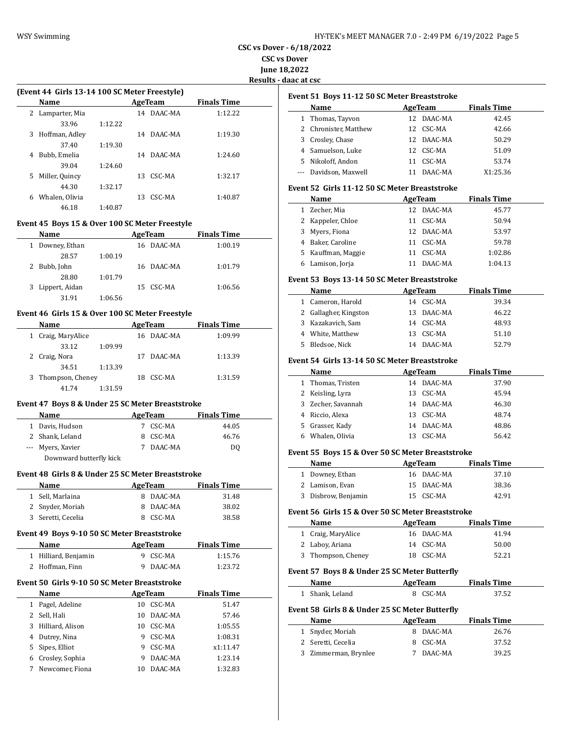# CSC vs Dover - 6/18/2022

**CSC vs Dover**

**June 18,2022**

**Results - daac at csc**

### (Event 44 Girls 13-14 100 SC Meter Freestyle)

| | Name | Age | Team | Finals Time |
|---|---|---|---|---|
| 2 | Lamparter, Mia | 14 | DAAC-MA | 1:12.22 |
| | 33.96 1:12.22 | | | |
| 3 | Hoffman, Adley | 14 | DAAC-MA | 1:19.30 |
| | 37.40 1:19.30 | | | |
| 4 | Bubb, Emelia | 14 | DAAC-MA | 1:24.60 |
| | 39.04 1:24.60 | | | |
| 5 | Miller, Quincy | 13 | CSC-MA | 1:32.17 |
| | 44.30 1:32.17 | | | |
| 6 | Whalen, Olivia | 13 | CSC-MA | 1:40.87 |
| | 46.18 1:40.87 | | | |

### Event 45 Boys 15 & Over 100 SC Meter Freestyle

| | Name | Age | Team | Finals Time |
|---|---|---|---|---|
| 1 | Downey, Ethan | 16 | DAAC-MA | 1:00.19 |
| | 28.57 1:00.19 | | | |
| 2 | Bubb, John | 16 | DAAC-MA | 1:01.79 |
| | 28.80 1:01.79 | | | |
| 3 | Lippert, Aidan | 15 | CSC-MA | 1:06.56 |
| | 31.91 1:06.56 | | | |

### Event 46 Girls 15 & Over 100 SC Meter Freestyle

| | Name | Age | Team | Finals Time |
|---|---|---|---|---|
| 1 | Craig, MaryAlice | 16 | DAAC-MA | 1:09.99 |
| | 33.12 1:09.99 | | | |
| 2 | Craig, Nora | 17 | DAAC-MA | 1:13.39 |
| | 34.51 1:13.39 | | | |
| 3 | Thompson, Cheney | 18 | CSC-MA | 1:31.59 |
| | 41.74 1:31.59 | | | |

### Event 47 Boys 8 & Under 25 SC Meter Breaststroke

| | Name | Age | Team | Finals Time |
|---|---|---|---|---|
| 1 | Davis, Hudson | 7 | CSC-MA | 44.05 |
| 2 | Shank, Leland | 8 | CSC-MA | 46.76 |
| --- | Myers, Xavier | 7 | DAAC-MA | DQ |
| | Downward butterfly kick | | | |

### Event 48 Girls 8 & Under 25 SC Meter Breaststroke

| | Name | Age | Team | Finals Time |
|---|---|---|---|---|
| 1 | Sell, Marlaina | 8 | DAAC-MA | 31.48 |
| 2 | Snyder, Moriah | 8 | DAAC-MA | 38.02 |
| 3 | Seretti, Cecelia | 8 | CSC-MA | 38.58 |

### Event 49 Boys 9-10 50 SC Meter Breaststroke

| | Name | Age | Team | Finals Time |
|---|---|---|---|---|
| 1 | Hilliard, Benjamin | 9 | CSC-MA | 1:15.76 |
| 2 | Hoffman, Finn | 9 | DAAC-MA | 1:23.72 |

### Event 50 Girls 9-10 50 SC Meter Breaststroke

| | Name | Age | Team | Finals Time |
|---|---|---|---|---|
| 1 | Pagel, Adeline | 10 | CSC-MA | 51.47 |
| 2 | Sell, Hali | 10 | DAAC-MA | 57.46 |
| 3 | Hilliard, Alison | 10 | CSC-MA | 1:05.55 |
| 4 | Dutrey, Nina | 9 | CSC-MA | 1:08.31 |
| 5 | Sipes, Elliot | 9 | CSC-MA | x1:11.47 |
| 6 | Crosley, Sophia | 9 | DAAC-MA | 1:23.14 |
| 7 | Newcomer, Fiona | 10 | DAAC-MA | 1:32.83 |

### Event 51 Boys 11-12 50 SC Meter Breaststroke

| | Name | Age | Team | Finals Time |
|---|---|---|---|---|
| 1 | Thomas, Tayvon | 12 | DAAC-MA | 42.45 |
| 2 | Chronister, Matthew | 12 | CSC-MA | 42.66 |
| 3 | Crosley, Chase | 12 | DAAC-MA | 50.29 |
| 4 | Samuelson, Luke | 12 | CSC-MA | 51.09 |
| 5 | Nikoloff, Andon | 11 | CSC-MA | 53.74 |
| --- | Davidson, Maxwell | 11 | DAAC-MA | X1:25.36 |

### Event 52 Girls 11-12 50 SC Meter Breaststroke

| | Name | Age | Team | Finals Time |
|---|---|---|---|---|
| 1 | Zecher, Mia | 12 | DAAC-MA | 45.77 |
| 2 | Kappeler, Chloe | 11 | CSC-MA | 50.94 |
| 3 | Myers, Fiona | 12 | DAAC-MA | 53.97 |
| 4 | Baker, Caroline | 11 | CSC-MA | 59.78 |
| 5 | Kauffman, Maggie | 11 | CSC-MA | 1:02.86 |
| 6 | Lamison, Jorja | 11 | DAAC-MA | 1:04.13 |

### Event 53 Boys 13-14 50 SC Meter Breaststroke

| | Name | Age | Team | Finals Time |
|---|---|---|---|---|
| 1 | Cameron, Harold | 14 | CSC-MA | 39.34 |
| 2 | Gallagher, Kingston | 13 | DAAC-MA | 46.22 |
| 3 | Kazakavich, Sam | 14 | CSC-MA | 48.93 |
| 4 | White, Matthew | 13 | CSC-MA | 51.10 |
| 5 | Bledsoe, Nick | 14 | DAAC-MA | 52.79 |

### Event 54 Girls 13-14 50 SC Meter Breaststroke

| | Name | Age | Team | Finals Time |
|---|---|---|---|---|
| 1 | Thomas, Tristen | 14 | DAAC-MA | 37.90 |
| 2 | Keisling, Lyra | 13 | CSC-MA | 45.94 |
| 3 | Zecher, Savannah | 14 | DAAC-MA | 46.30 |
| 4 | Riccio, Alexa | 13 | CSC-MA | 48.74 |
| 5 | Grasser, Kady | 14 | DAAC-MA | 48.86 |
| 6 | Whalen, Olivia | 13 | CSC-MA | 56.42 |

### Event 55 Boys 15 & Over 50 SC Meter Breaststroke

| | Name | Age | Team | Finals Time |
|---|---|---|---|---|
| 1 | Downey, Ethan | 16 | DAAC-MA | 37.10 |
| 2 | Lamison, Evan | 15 | DAAC-MA | 38.36 |
| 3 | Disbrow, Benjamin | 15 | CSC-MA | 42.91 |

### Event 56 Girls 15 & Over 50 SC Meter Breaststroke

| | Name | Age | Team | Finals Time |
|---|---|---|---|---|
| 1 | Craig, MaryAlice | 16 | DAAC-MA | 41.94 |
| 2 | Laboy, Ariana | 14 | CSC-MA | 50.00 |
| 3 | Thompson, Cheney | 18 | CSC-MA | 52.21 |

### Event 57 Boys 8 & Under 25 SC Meter Butterfly

| | Name | Age | Team | Finals Time |
|---|---|---|---|---|
| 1 | Shank, Leland | 8 | CSC-MA | 37.52 |

### Event 58 Girls 8 & Under 25 SC Meter Butterfly

| | Name | Age | Team | Finals Time |
|---|---|---|---|---|
| 1 | Snyder, Moriah | 8 | DAAC-MA | 26.76 |
| 2 | Seretti, Cecelia | 8 | CSC-MA | 37.52 |
| 3 | Zimmerman, Brynlee | 7 | DAAC-MA | 39.25 |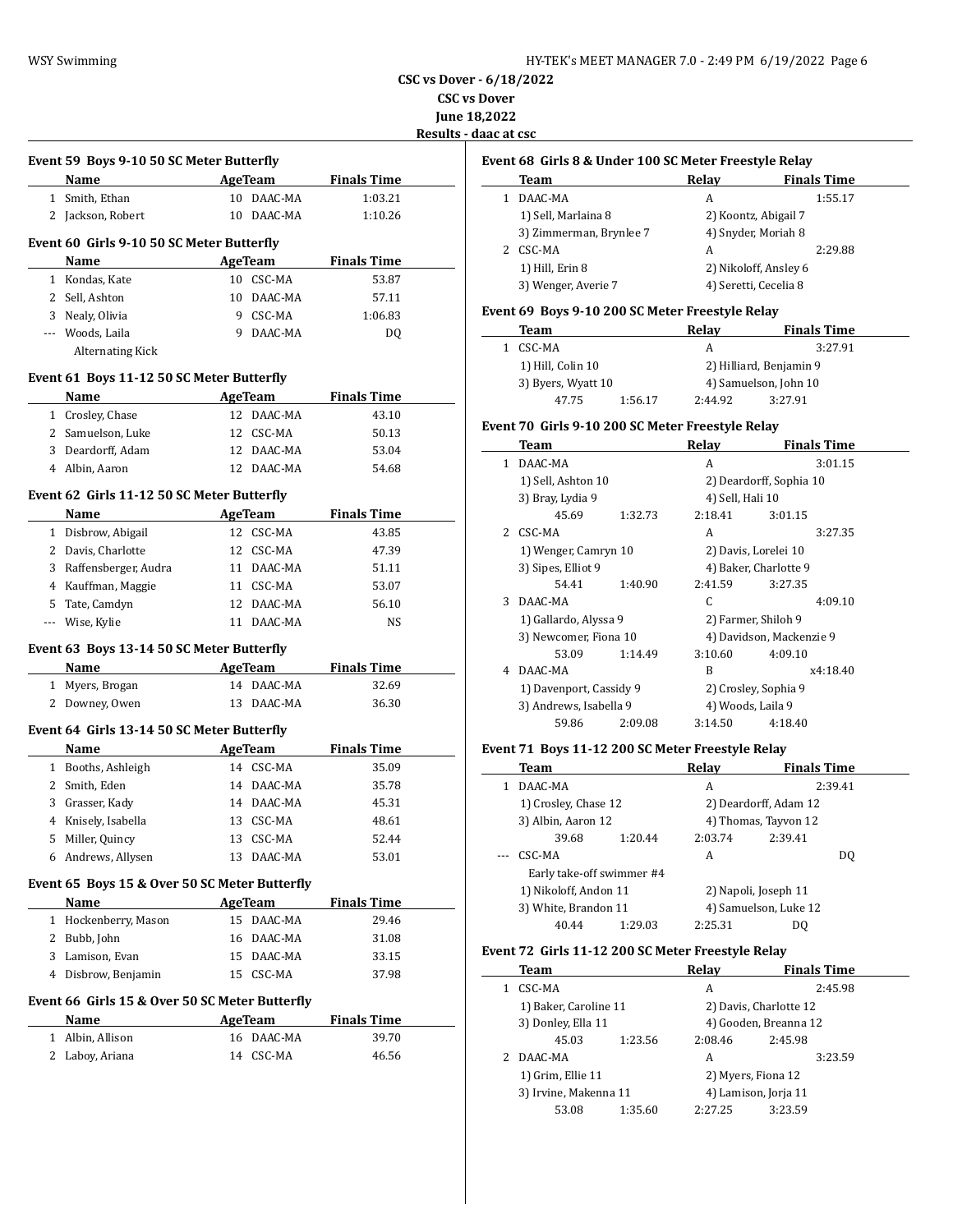CSC vs Dover - 6/18/2022

CSC vs Dover

June 18,2022

Results - daac at csc

### Event 59 Boys 9-10 50 SC Meter Butterfly

| | Name | Age | Team | Finals Time |
|---|---|---|---|---|
| 1 | Smith, Ethan | 10 | DAAC-MA | 1:03.21 |
| 2 | Jackson, Robert | 10 | DAAC-MA | 1:10.26 |

### Event 60 Girls 9-10 50 SC Meter Butterfly

| | Name | Age | Team | Finals Time |
|---|---|---|---|---|
| 1 | Kondas, Kate | 10 | CSC-MA | 53.87 |
| 2 | Sell, Ashton | 10 | DAAC-MA | 57.11 |
| 3 | Nealy, Olivia | 9 | CSC-MA | 1:06.83 |
| --- | Woods, Laila | 9 | DAAC-MA | DQ |
| | Alternating Kick | | | |

### Event 61 Boys 11-12 50 SC Meter Butterfly

| | Name | Age | Team | Finals Time |
|---|---|---|---|---|
| 1 | Crosley, Chase | 12 | DAAC-MA | 43.10 |
| 2 | Samuelson, Luke | 12 | CSC-MA | 50.13 |
| 3 | Deardorff, Adam | 12 | DAAC-MA | 53.04 |
| 4 | Albin, Aaron | 12 | DAAC-MA | 54.68 |

### Event 62 Girls 11-12 50 SC Meter Butterfly

| | Name | Age | Team | Finals Time |
|---|---|---|---|---|
| 1 | Disbrow, Abigail | 12 | CSC-MA | 43.85 |
| 2 | Davis, Charlotte | 12 | CSC-MA | 47.39 |
| 3 | Raffensberger, Audra | 11 | DAAC-MA | 51.11 |
| 4 | Kauffman, Maggie | 11 | CSC-MA | 53.07 |
| 5 | Tate, Camdyn | 12 | DAAC-MA | 56.10 |
| --- | Wise, Kylie | 11 | DAAC-MA | NS |

### Event 63 Boys 13-14 50 SC Meter Butterfly

| | Name | Age | Team | Finals Time |
|---|---|---|---|---|
| 1 | Myers, Brogan | 14 | DAAC-MA | 32.69 |
| 2 | Downey, Owen | 13 | DAAC-MA | 36.30 |

### Event 64 Girls 13-14 50 SC Meter Butterfly

| | Name | Age | Team | Finals Time |
|---|---|---|---|---|
| 1 | Booths, Ashleigh | 14 | CSC-MA | 35.09 |
| 2 | Smith, Eden | 14 | DAAC-MA | 35.78 |
| 3 | Grasser, Kady | 14 | DAAC-MA | 45.31 |
| 4 | Knisely, Isabella | 13 | CSC-MA | 48.61 |
| 5 | Miller, Quincy | 13 | CSC-MA | 52.44 |
| 6 | Andrews, Allysen | 13 | DAAC-MA | 53.01 |

### Event 65 Boys 15 & Over 50 SC Meter Butterfly

| | Name | Age | Team | Finals Time |
|---|---|---|---|---|
| 1 | Hockenberry, Mason | 15 | DAAC-MA | 29.46 |
| 2 | Bubb, John | 16 | DAAC-MA | 31.08 |
| 3 | Lamison, Evan | 15 | DAAC-MA | 33.15 |
| 4 | Disbrow, Benjamin | 15 | CSC-MA | 37.98 |

### Event 66 Girls 15 & Over 50 SC Meter Butterfly

| | Name | Age | Team | Finals Time |
|---|---|---|---|---|
| 1 | Albin, Allison | 16 | DAAC-MA | 39.70 |
| 2 | Laboy, Ariana | 14 | CSC-MA | 46.56 |

### Event 68 Girls 8 & Under 100 SC Meter Freestyle Relay

| | Team | Relay | Finals Time |
|---|---|---|---|
| 1 | DAAC-MA | A | 1:55.17 |
| | 1) Sell, Marlaina 8 | 2) Koontz, Abigail 7 | |
| | 3) Zimmerman, Brynlee 7 | 4) Snyder, Moriah 8 | |
| 2 | CSC-MA | A | 2:29.88 |
| | 1) Hill, Erin 8 | 2) Nikoloff, Ansley 6 | |
| | 3) Wenger, Averie 7 | 4) Seretti, Cecelia 8 | |

### Event 69 Boys 9-10 200 SC Meter Freestyle Relay

| | Team | Relay | Finals Time |
|---|---|---|---|
| 1 | CSC-MA | A | 3:27.91 |
| | 1) Hill, Colin 10 | 2) Hilliard, Benjamin 9 | |
| | 3) Byers, Wyatt 10 | 4) Samuelson, John 10 | |
| | 47.75 1:56.17 | 2:44.92 3:27.91 | |

### Event 70 Girls 9-10 200 SC Meter Freestyle Relay

| | Team | Relay | Finals Time |
|---|---|---|---|
| 1 | DAAC-MA | A | 3:01.15 |
| | 1) Sell, Ashton 10 | 2) Deardorff, Sophia 10 | |
| | 3) Bray, Lydia 9 | 4) Sell, Hali 10 | |
| | 45.69 1:32.73 | 2:18.41 3:01.15 | |
| 2 | CSC-MA | A | 3:27.35 |
| | 1) Wenger, Camryn 10 | 2) Davis, Lorelei 10 | |
| | 3) Sipes, Elliot 9 | 4) Baker, Charlotte 9 | |
| | 54.41 1:40.90 | 2:41.59 3:27.35 | |
| 3 | DAAC-MA | C | 4:09.10 |
| | 1) Gallardo, Alyssa 9 | 2) Farmer, Shiloh 9 | |
| | 3) Newcomer, Fiona 10 | 4) Davidson, Mackenzie 9 | |
| | 53.09 1:14.49 | 3:10.60 4:09.10 | |
| 4 | DAAC-MA | B | x4:18.40 |
| | 1) Davenport, Cassidy 9 | 2) Crosley, Sophia 9 | |
| | 3) Andrews, Isabella 9 | 4) Woods, Laila 9 | |
| | 59.86 2:09.08 | 3:14.50 4:18.40 | |

### Event 71 Boys 11-12 200 SC Meter Freestyle Relay

| | Team | Relay | Finals Time |
|---|---|---|---|
| 1 | DAAC-MA | A | 2:39.41 |
| | 1) Crosley, Chase 12 | 2) Deardorff, Adam 12 | |
| | 3) Albin, Aaron 12 | 4) Thomas, Tayvon 12 | |
| | 39.68 1:20.44 | 2:03.74 2:39.41 | |
| --- | CSC-MA | A | DQ |
| | Early take-off swimmer #4 | | |
| | 1) Nikoloff, Andon 11 | 2) Napoli, Joseph 11 | |
| | 3) White, Brandon 11 | 4) Samuelson, Luke 12 | |
| | 40.44 1:29.03 | 2:25.31 DQ | |

### Event 72 Girls 11-12 200 SC Meter Freestyle Relay

| | Team | Relay | Finals Time |
|---|---|---|---|
| 1 | CSC-MA | A | 2:45.98 |
| | 1) Baker, Caroline 11 | 2) Davis, Charlotte 12 | |
| | 3) Donley, Ella 11 | 4) Gooden, Breanna 12 | |
| | 45.03 1:23.56 | 2:08.46 2:45.98 | |
| 2 | DAAC-MA | A | 3:23.59 |
| | 1) Grim, Ellie 11 | 2) Myers, Fiona 12 | |
| | 3) Irvine, Makenna 11 | 4) Lamison, Jorja 11 | |
| | 53.08 1:35.60 | 2:27.25 3:23.59 | |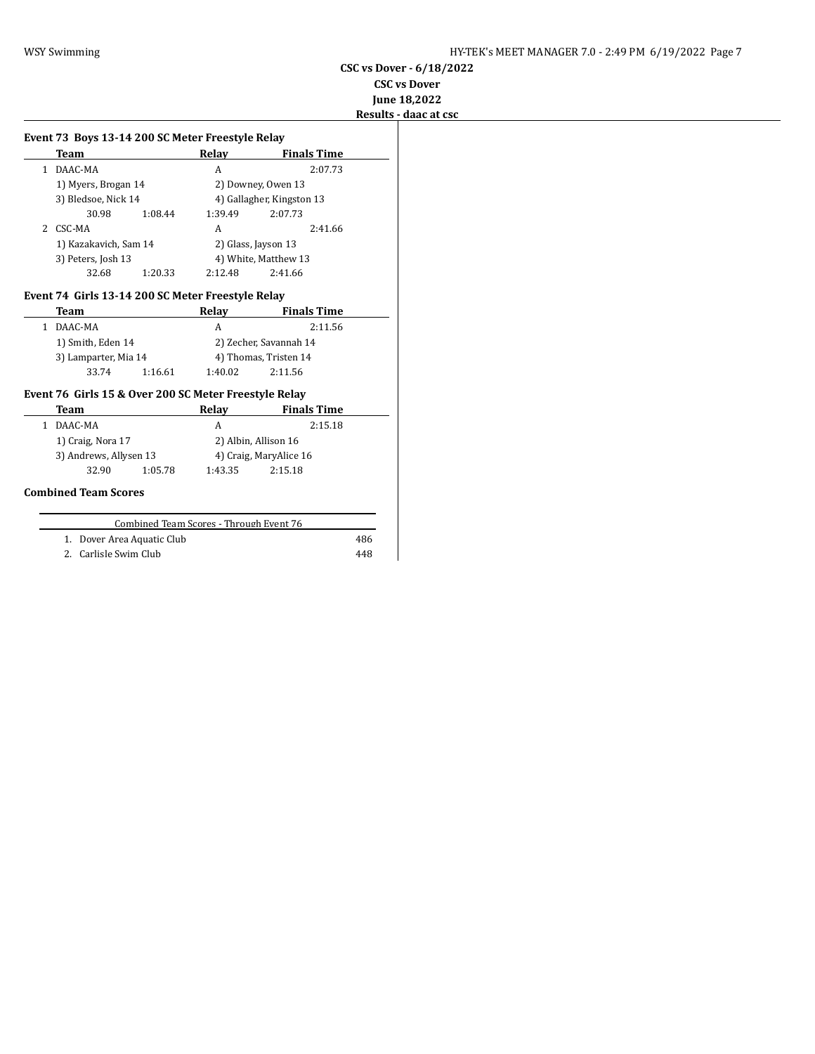### Event 73 Boys 13-14 200 SC Meter Freestyle Relay

| | Team | Relay | Finals Time |
|---|---|---|---|
| 1 | DAAC-MA | A | 2:07.73 |

1) Myers, Brogan 14 — 2) Downey, Owen 13
3) Bledsoe, Nick 14 — 4) Gallagher, Kingston 13
30.98 1:08.44 1:39.49 2:07.73

| | Team | Relay | Finals Time |
|---|---|---|---|
| 2 | CSC-MA | A | 2:41.66 |

1) Kazakavich, Sam 14 — 2) Glass, Jayson 13
3) Peters, Josh 13 — 4) White, Matthew 13
32.68 1:20.33 2:12.48 2:41.66

### Event 74 Girls 13-14 200 SC Meter Freestyle Relay

| | Team | Relay | Finals Time |
|---|---|---|---|
| 1 | DAAC-MA | A | 2:11.56 |

1) Smith, Eden 14 — 2) Zecher, Savannah 14
3) Lamparter, Mia 14 — 4) Thomas, Tristen 14
33.74 1:16.61 1:40.02 2:11.56

### Event 76 Girls 15 & Over 200 SC Meter Freestyle Relay

| | Team | Relay | Finals Time |
|---|---|---|---|
| 1 | DAAC-MA | A | 2:15.18 |

1) Craig, Nora 17 — 2) Albin, Allison 16
3) Andrews, Allysen 13 — 4) Craig, MaryAlice 16
32.90 1:05.78 1:43.35 2:15.18

### Combined Team Scores

| Combined Team Scores - Through Event 76 | |
|---|---|
| 1. Dover Area Aquatic Club | 486 |
| 2. Carlisle Swim Club | 448 |